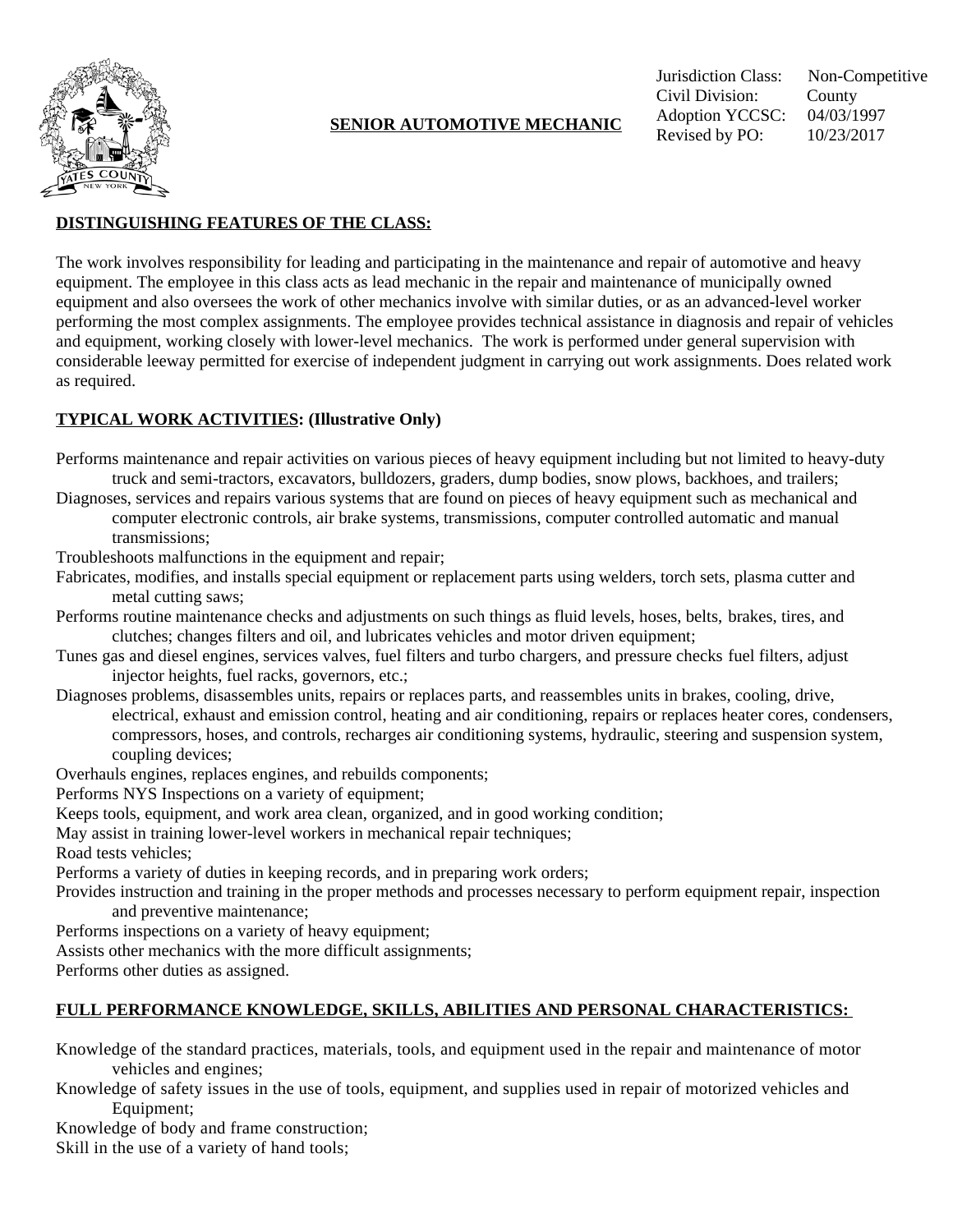# SENIOR AUTOMOTIVE MECHANIC

Jurisdiction Class: Non-Competitive
Civil Division: County
Adoption YCCSC: 04/03/1997
Revised by PO: 10/23/2017

## DISTINGUISHING FEATURES OF THE CLASS:

The work involves responsibility for leading and participating in the maintenance and repair of automotive and heavy equipment. The employee in this class acts as lead mechanic in the repair and maintenance of municipally owned equipment and also oversees the work of other mechanics involve with similar duties, or as an advanced-level worker performing the most complex assignments. The employee provides technical assistance in diagnosis and repair of vehicles and equipment, working closely with lower-level mechanics. The work is performed under general supervision with considerable leeway permitted for exercise of independent judgment in carrying out work assignments. Does related work as required.

## TYPICAL WORK ACTIVITIES: (Illustrative Only)

Performs maintenance and repair activities on various pieces of heavy equipment including but not limited to heavy-duty truck and semi-tractors, excavators, bulldozers, graders, dump bodies, snow plows, backhoes, and trailers;
Diagnoses, services and repairs various systems that are found on pieces of heavy equipment such as mechanical and computer electronic controls, air brake systems, transmissions, computer controlled automatic and manual transmissions;
Troubleshoots malfunctions in the equipment and repair;
Fabricates, modifies, and installs special equipment or replacement parts using welders, torch sets, plasma cutter and metal cutting saws;
Performs routine maintenance checks and adjustments on such things as fluid levels, hoses, belts, brakes, tires, and clutches; changes filters and oil, and lubricates vehicles and motor driven equipment;
Tunes gas and diesel engines, services valves, fuel filters and turbo chargers, and pressure checks fuel filters, adjust injector heights, fuel racks, governors, etc.;
Diagnoses problems, disassembles units, repairs or replaces parts, and reassembles units in brakes, cooling, drive, electrical, exhaust and emission control, heating and air conditioning, repairs or replaces heater cores, condensers, compressors, hoses, and controls, recharges air conditioning systems, hydraulic, steering and suspension system, coupling devices;
Overhauls engines, replaces engines, and rebuilds components;
Performs NYS Inspections on a variety of equipment;
Keeps tools, equipment, and work area clean, organized, and in good working condition;
May assist in training lower-level workers in mechanical repair techniques;
Road tests vehicles;
Performs a variety of duties in keeping records, and in preparing work orders;
Provides instruction and training in the proper methods and processes necessary to perform equipment repair, inspection and preventive maintenance;
Performs inspections on a variety of heavy equipment;
Assists other mechanics with the more difficult assignments;
Performs other duties as assigned.

## FULL PERFORMANCE KNOWLEDGE, SKILLS, ABILITIES AND PERSONAL CHARACTERISTICS:

Knowledge of the standard practices, materials, tools, and equipment used in the repair and maintenance of motor vehicles and engines;
Knowledge of safety issues in the use of tools, equipment, and supplies used in repair of motorized vehicles and Equipment;
Knowledge of body and frame construction;
Skill in the use of a variety of hand tools;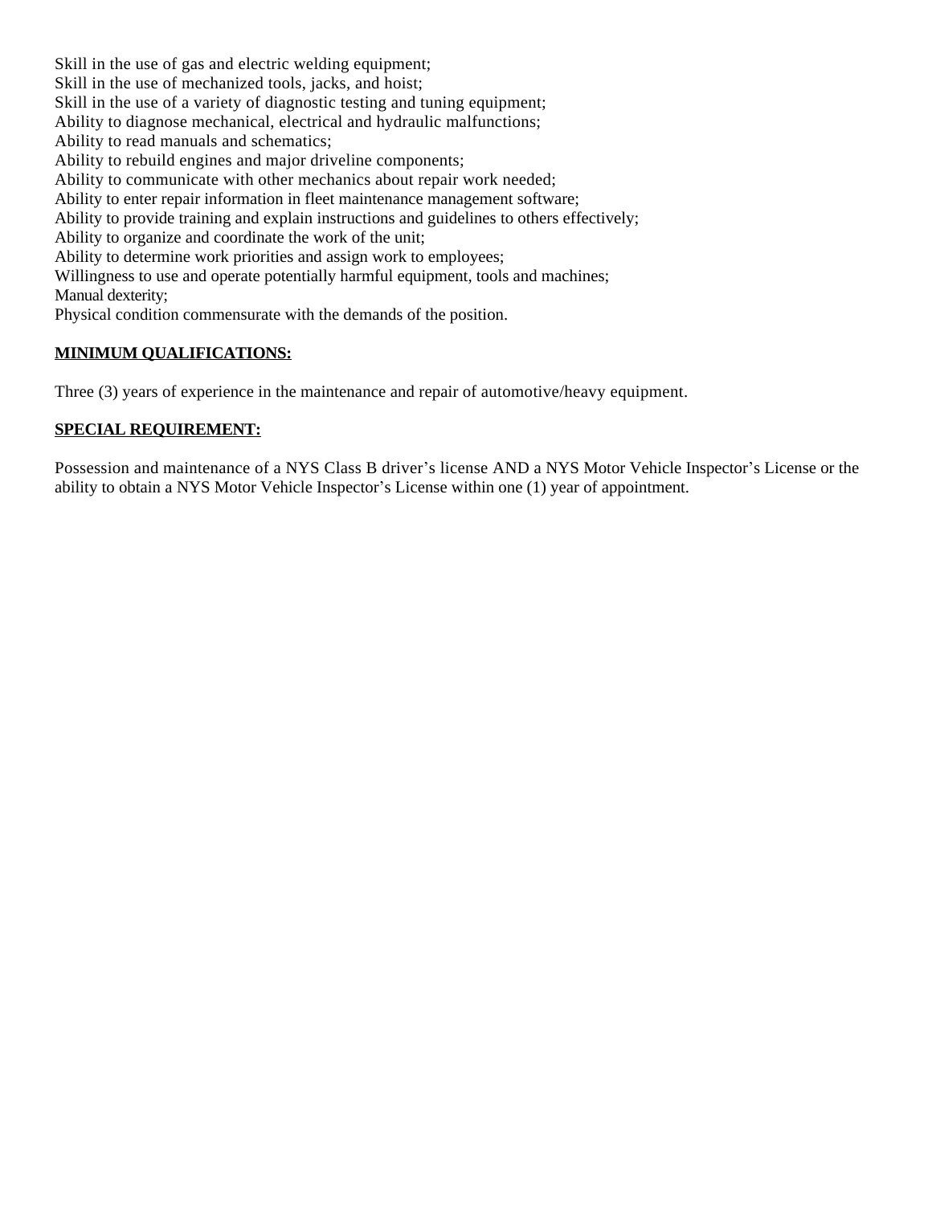Skill in the use of gas and electric welding equipment;  
Skill in the use of mechanized tools, jacks, and hoist;  
Skill in the use of a variety of diagnostic testing and tuning equipment;  
Ability to diagnose mechanical, electrical and hydraulic malfunctions;  
Ability to read manuals and schematics;  
Ability to rebuild engines and major driveline components;  
Ability to communicate with other mechanics about repair work needed;  
Ability to enter repair information in fleet maintenance management software;  
Ability to provide training and explain instructions and guidelines to others effectively;  
Ability to organize and coordinate the work of the unit;  
Ability to determine work priorities and assign work to employees;  
Willingness to use and operate potentially harmful equipment, tools and machines;  
Manual dexterity;  
Physical condition commensurate with the demands of the position.

**MINIMUM QUALIFICATIONS:**

Three (3) years of experience in the maintenance and repair of automotive/heavy equipment.

**SPECIAL REQUIREMENT:**

Possession and maintenance of a NYS Class B driver's license AND a NYS Motor Vehicle Inspector's License or the ability to obtain a NYS Motor Vehicle Inspector's License within one (1) year of appointment.